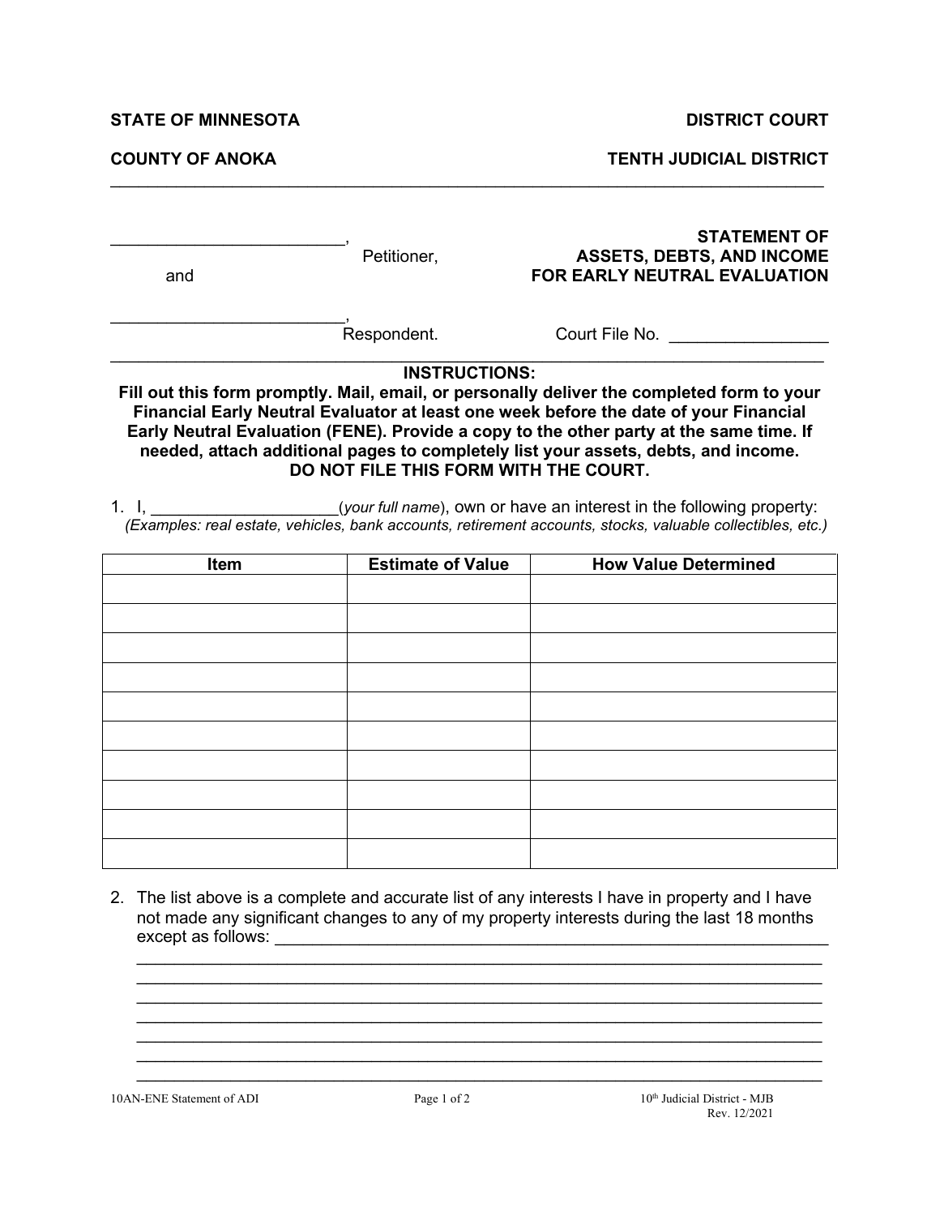**STATE OF MINNESOTA** **DISTRICT COURT**

**COUNTY OF ANOKA** **TENTH JUDICIAL DISTRICT**

---

________________________,
Petitioner,

and

________________________,
Respondent.

**STATEMENT OF ASSETS, DEBTS, AND INCOME FOR EARLY NEUTRAL EVALUATION**

Court File No. ________________

---

**INSTRUCTIONS:**

**Fill out this form promptly. Mail, email, or personally deliver the completed form to your Financial Early Neutral Evaluator at least one week before the date of your Financial Early Neutral Evaluation (FENE). Provide a copy to the other party at the same time. If needed, attach additional pages to completely list your assets, debts, and income. DO NOT FILE THIS FORM WITH THE COURT.**

1. I, ___________________(*your full name*), own or have an interest in the following property:
   *(Examples: real estate, vehicles, bank accounts, retirement accounts, stocks, valuable collectibles, etc.)*

| Item | Estimate of Value | How Value Determined |
|---|---|---|
| | | |
| | | |
| | | |
| | | |
| | | |
| | | |
| | | |
| | | |
| | | |
| | | |

2. The list above is a complete and accurate list of any interests I have in property and I have not made any significant changes to any of my property interests during the last 18 months except as follows: ____________________________________________________________
____________________________________________________________
____________________________________________________________
____________________________________________________________
____________________________________________________________
____________________________________________________________
____________________________________________________________
____________________________________________________________

10AN-ENE Statement of ADI

10th Judicial District - MJB
Rev. 12/2021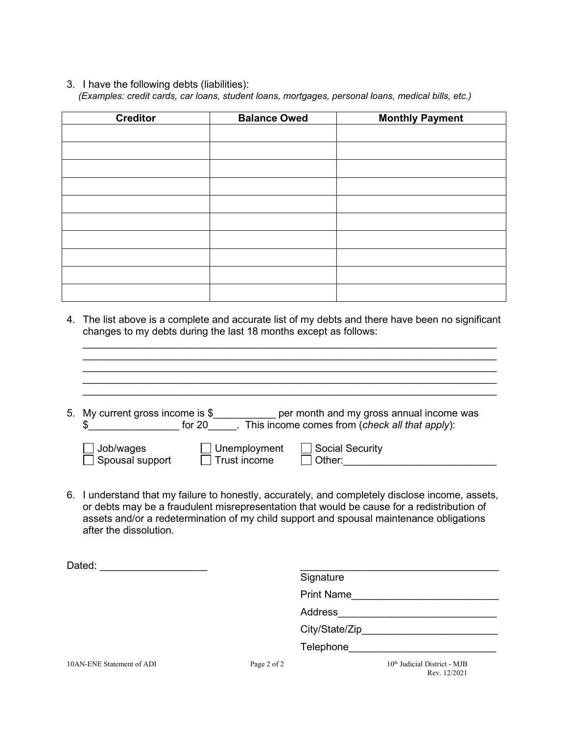3. I have the following debts (liabilities):
   *(Examples: credit cards, car loans, student loans, mortgages, personal loans, medical bills, etc.)*

| Creditor | Balance Owed | Monthly Payment |
|---|---|---|
| | | |
| | | |
| | | |
| | | |
| | | |
| | | |
| | | |
| | | |
| | | |
| | | |

4. The list above is a complete and accurate list of my debts and there have been no significant changes to my debts during the last 18 months except as follows:
   ___________________________________________________________________________
   ___________________________________________________________________________
   ___________________________________________________________________________
   ___________________________________________________________________________
   ___________________________________________________________________________

5. My current gross income is $___________ per month and my gross annual income was $________________ for 20_____. This income comes from (*check all that apply*):

   ☐ Job/wages ☐ Unemployment ☐ Social Security
   ☐ Spousal support ☐ Trust income ☐ Other:___________________________

6. I understand that my failure to honestly, accurately, and completely disclose income, assets, or debts may be a fraudulent misrepresentation that would be cause for a redistribution of assets and/or a redetermination of my child support and spousal maintenance obligations after the dissolution.

Dated: ___________________

____________________________________
Signature

Print Name__________________________

Address____________________________

City/State/Zip________________________

Telephone__________________________

10AN-ENE Statement of ADI

10th Judicial District - MJB
Rev. 12/2021